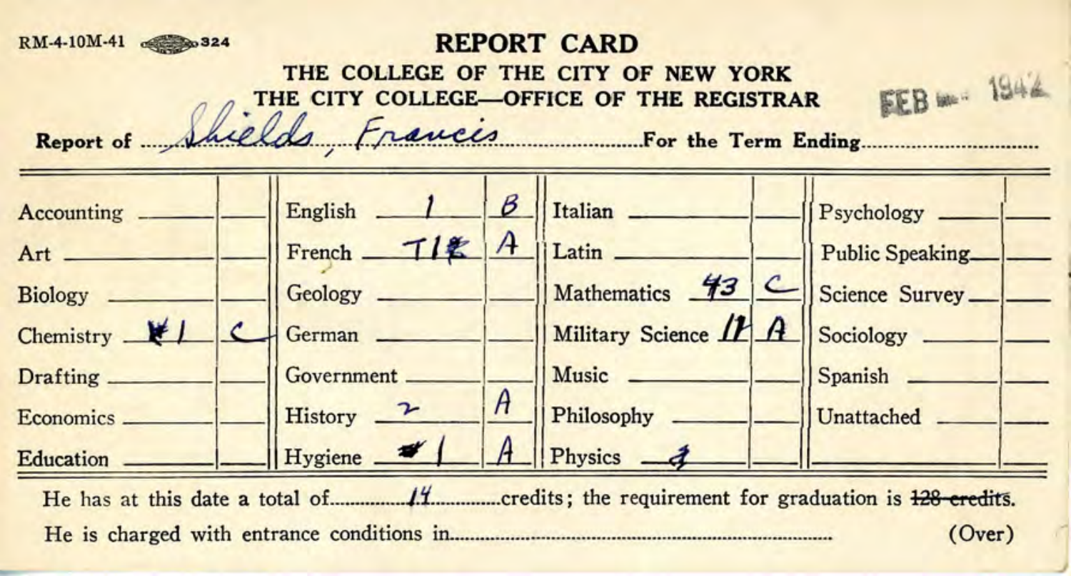RM-4-10M-41 324

# REPORT CARD

## THE COLLEGE OF THE CITY OF NEW YORK

## THE CITY COLLEGE—OFFICE OF THE REGISTRAR

FEB 1942

Report of Shields, Francis For the Term Ending

| Subject | Course | Grade | Subject | Course | Grade | Subject | Course | Grade | Subject | Course | Grade |
|---|---|---|---|---|---|---|---|---|---|---|---|
| Accounting | | | English | 1 | B | Italian | | | Psychology | | |
| Art | | | French | T1 | A | Latin | | | Public Speaking | | |
| Biology | | | Geology | | | Mathematics | 43 | C | Science Survey | | |
| Chemistry | #1 | C | German | | | Military Science | 1 | A | Sociology | | |
| Drafting | | | Government | | | Music | | | Spanish | | |
| Economics | | | History | 2 | A | Philosophy | | | Unattached | | |
| Education | | | Hygiene | #1 | A | Physics | 3 | | | | |

He has at this date a total of 14 credits; the requirement for graduation is ~~128 credits~~.

He is charged with entrance conditions in (Over)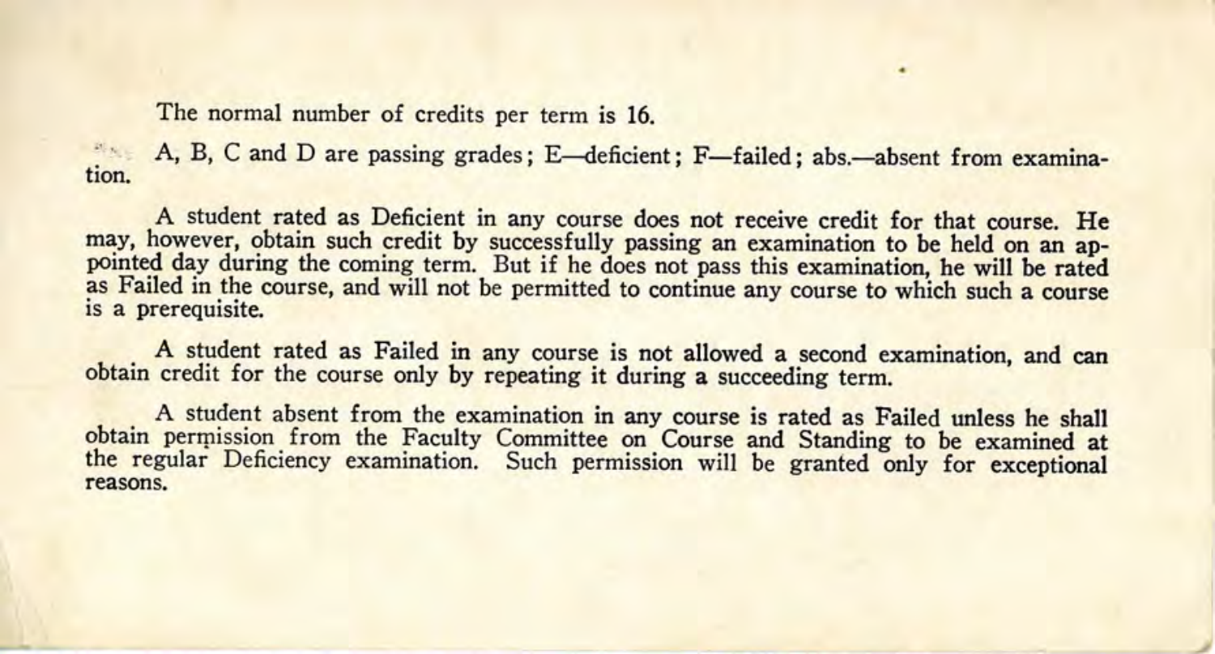The normal number of credits per term is 16.

A, B, C and D are passing grades; E—deficient; F—failed; abs.—absent from examination.

A student rated as Deficient in any course does not receive credit for that course. He may, however, obtain such credit by successfully passing an examination to be held on an appointed day during the coming term. But if he does not pass this examination, he will be rated as Failed in the course, and will not be permitted to continue any course to which such a course is a prerequisite.

A student rated as Failed in any course is not allowed a second examination, and can obtain credit for the course only by repeating it during a succeeding term.

A student absent from the examination in any course is rated as Failed unless he shall obtain permission from the Faculty Committee on Course and Standing to be examined at the regular Deficiency examination. Such permission will be granted only for exceptional reasons.